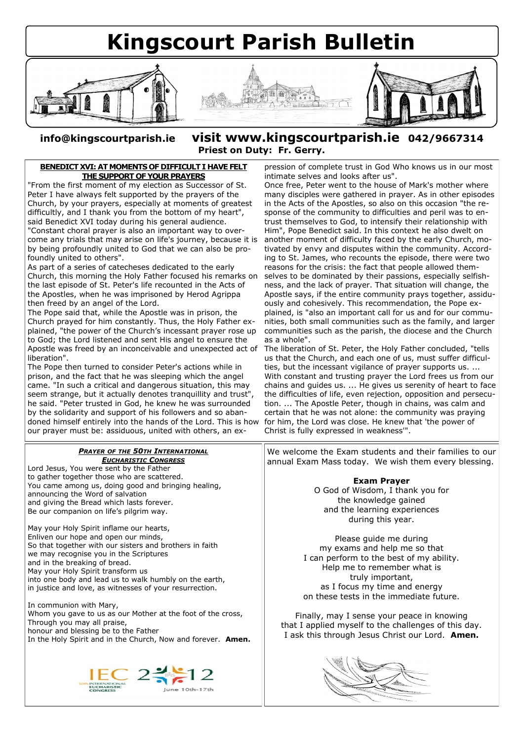# Kingscourt Parish Bulletin

**info@kingscourtparish.ie** **visit www.kingscourtparish.ie** **042/9667314**

**Priest on Duty: Fr. Gerry.**

## BENEDICT XVI: AT MOMENTS OF DIFFICULT I HAVE FELT THE SUPPORT OF YOUR PRAYERS

"From the first moment of my election as Successor of St. Peter I have always felt supported by the prayers of the Church, by your prayers, especially at moments of greatest difficulty, and I thank you from the bottom of my heart", said Benedict XVI today during his general audience. "Constant choral prayer is also an important way to overcome any trials that may arise on life's journey, because it is by being profoundly united to God that we can also be profoundly united to others".

As part of a series of catecheses dedicated to the early Church, this morning the Holy Father focused his remarks on the last episode of St. Peter's life recounted in the Acts of the Apostles, when he was imprisoned by Herod Agrippa then freed by an angel of the Lord.

The Pope said that, while the Apostle was in prison, the Church prayed for him constantly. Thus, the Holy Father explained, "the power of the Church's incessant prayer rose up to God; the Lord listened and sent His angel to ensure the Apostle was freed by an inconceivable and unexpected act of liberation".

The Pope then turned to consider Peter's actions while in prison, and the fact that he was sleeping which the angel came. "In such a critical and dangerous situation, this may seem strange, but it actually denotes tranquillity and trust", he said. "Peter trusted in God, he knew he was surrounded by the solidarity and support of his followers and so abandoned himself entirely into the hands of the Lord. This is how our prayer must be: assiduous, united with others, an expression of complete trust in God Who knows us in our most intimate selves and looks after us".

Once free, Peter went to the house of Mark's mother where many disciples were gathered in prayer. As in other episodes in the Acts of the Apostles, so also on this occasion "the response of the community to difficulties and peril was to entrust themselves to God, to intensify their relationship with Him", Pope Benedict said. In this context he also dwelt on another moment of difficulty faced by the early Church, motivated by envy and disputes within the community. According to St. James, who recounts the episode, there were two reasons for the crisis: the fact that people allowed themselves to be dominated by their passions, especially selfishness, and the lack of prayer. That situation will change, the Apostle says, if the entire community prays together, assiduously and cohesively. This recommendation, the Pope explained, is "also an important call for us and for our communities, both small communities such as the family, and larger communities such as the parish, the diocese and the Church as a whole".

The liberation of St. Peter, the Holy Father concluded, "tells us that the Church, and each one of us, must suffer difficulties, but the incessant vigilance of prayer supports us. ... With constant and trusting prayer the Lord frees us from our chains and guides us. ... He gives us serenity of heart to face the difficulties of life, even rejection, opposition and persecution. ... The Apostle Peter, though in chains, was calm and certain that he was not alone: the community was praying for him, the Lord was close. He knew that 'the power of Christ is fully expressed in weakness'".

## *Prayer of the 50th International Eucharistic Congress*

Lord Jesus, You were sent by the Father
to gather together those who are scattered.
You came among us, doing good and bringing healing,
announcing the Word of salvation
and giving the Bread which lasts forever.
Be our companion on life's pilgrim way.

May your Holy Spirit inflame our hearts,
Enliven our hope and open our minds,
So that together with our sisters and brothers in faith
we may recognise you in the Scriptures
and in the breaking of bread.
May your Holy Spirit transform us
into one body and lead us to walk humbly on the earth,
in justice and love, as witnesses of your resurrection.

In communion with Mary,
Whom you gave to us as our Mother at the foot of the cross,
Through you may all praise,
honour and blessing be to the Father
In the Holy Spirit and in the Church, Now and forever. **Amen.**

IEC 2012 — 50th International Eucharistic Congress — June 10th-17th

We welcome the Exam students and their families to our annual Exam Mass today. We wish them every blessing.

**Exam Prayer**

O God of Wisdom, I thank you for
the knowledge gained
and the learning experiences
during this year.

Please guide me during
my exams and help me so that
I can perform to the best of my ability.
Help me to remember what is
truly important,
as I focus my time and energy
on these tests in the immediate future.

Finally, may I sense your peace in knowing
that I applied myself to the challenges of this day.
I ask this through Jesus Christ our Lord. **Amen.**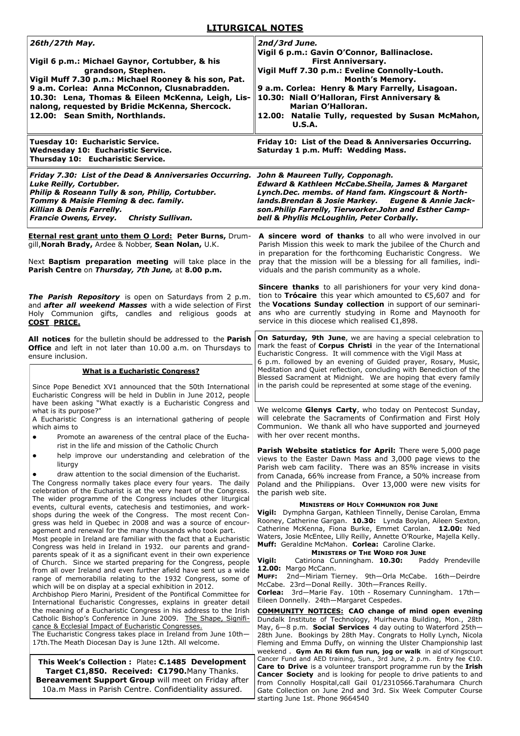## LITURGICAL NOTES

***26th/27th May.***

**Vigil 6 p.m.: Michael Gaynor, Cortubber, & his grandson, Stephen.**
**Vigil Muff 7.30 p.m.: Michael Rooney & his son, Pat.**
**9 a.m. Corlea: Anna McConnon, Clusnabradden.**
**10.30: Lena, Thomas & Eileen McKenna, Leigh, Lisnalong, requested by Bridie McKenna, Shercock.**
**12.00: Sean Smith, Northlands.**

***2nd/3rd June.***

**Vigil 6 p.m.: Gavin O'Connor, Ballinaclose. First Anniversary.**
**Vigil Muff 7.30 p.m.: Eveline Connolly-Louth. Month's Memory.**
**9 a.m. Corlea: Henry & Mary Farrelly, Lisagoan.**
**10.30: Niall O'Halloran, First Anniversary & Marian O'Halloran.**
**12.00: Natalie Tully, requested by Susan McMahon, U.S.A.**

**Tuesday 10: Eucharistic Service.**
**Wednesday 10: Eucharistic Service.**
**Thursday 10: Eucharistic Service.**

**Friday 10: List of the Dead & Anniversaries Occurring.**
**Saturday 1 p.m. Muff: Wedding Mass.**

***Friday 7.30: List of the Dead & Anniversaries Occurring. Luke Reilly, Cortubber. Philip & Roseann Tully & son, Philip, Cortubber. Tommy & Maisie Fleming & dec. family. Killian & Denis Farrelly. Francie Owens, Ervey. Christy Sullivan. John & Maureen Tully, Copponagh. Edward & Kathleen McCabe.Sheila, James & Margaret Lynch.Dec. membs. of Hand fam. Kingscourt & Northlands.Brendan & Josie Markey. Eugene & Annie Jackson.Philip Farrelly, Tierworker.John and Esther Campbell & Phyllis McLoughlin, Peter Corbally.***

**Eternal rest grant unto them O Lord: Peter Burns,** Drumgill,**Norah Brady,** Ardee & Nobber, **Sean Nolan,** U.K.

Next **Baptism preparation meeting** will take place in the **Parish Centre** on ***Thursday, 7th June,*** at **8.00 p.m.**

***The Parish Repository*** is open on Saturdays from 2 p.m. and ***after all weekend Masses*** with a wide selection of First Holy Communion gifts, candles and religious goods at **COST PRICE.**

**All notices** for the bulletin should be addressed to the **Parish Office** and left in not later than 10.00 a.m. on Thursdays to ensure inclusion.

**What is a Eucharistic Congress?**

Since Pope Benedict XV1 announced that the 50th International Eucharistic Congress will be held in Dublin in June 2012, people have been asking "What exactly is a Eucharistic Congress and what is its purpose?"

A Eucharistic Congress is an international gathering of people which aims to

- Promote an awareness of the central place of the Eucharist in the life and mission of the Catholic Church
- help improve our understanding and celebration of the liturgy
- draw attention to the social dimension of the Eucharist.

The Congress normally takes place every four years. The daily celebration of the Eucharist is at the very heart of the Congress. The wider programme of the Congress includes other liturgical events, cultural events, catechesis and testimonies, and workshops during the week of the Congress. The most recent Congress was held in Quebec in 2008 and was a source of encouragement and renewal for the many thousands who took part.

Most people in Ireland are familiar with the fact that a Eucharistic Congress was held in Ireland in 1932. our parents and grandparents speak of it as a significant event in their own experience of Church. Since we started preparing for the Congress, people from all over Ireland and even further afield have sent us a wide range of memorabilia relating to the 1932 Congress, some of which will be on display at a special exhibition in 2012.

Archbishop Piero Marini, President of the Pontifical Committee for International Eucharistic Congresses, explains in greater detail the meaning of a Eucharistic Congress in his address to the Irish Catholic Bishop's Conference in June 2009. The Shape, Significance & Ecclesial Impact of Eucharistic Congresses.

The Eucharistic Congress takes place in Ireland from June 10th—17th.The Meath Diocesan Day is June 12th. All welcome.

**This Week's Collection : Plate: €.1485 Development Target €1,850. Received: €1790.**Many Thanks.
**Bereavement Support Group** will meet on Friday after 10a.m Mass in Parish Centre. Confidentiality assured.

**A sincere word of thanks** to all who were involved in our Parish Mission this week to mark the jubilee of the Church and in preparation for the forthcoming Eucharistic Congress. We pray that the mission will be a blessing for all families, individuals and the parish community as a whole.

**Sincere thanks** to all parishioners for your very kind donation to **Trócaire** this year which amounted to €5,607 and for the **Vocations Sunday collection** in support of our seminarians who are currently studying in Rome and Maynooth for service in this diocese which realised €1,898.

**On Saturday, 9th June**, we are having a special celebration to mark the feast of **Corpus Christi** in the year of the International Eucharistic Congress. It will commence with the Vigil Mass at 6 p.m. followed by an evening of Guided prayer, Rosary, Music, Meditation and Quiet reflection, concluding with Benediction of the Blessed Sacrament at Midnight. We are hoping that every family in the parish could be represented at some stage of the evening.

We welcome **Glenys Carty**, who today on Pentecost Sunday, will celebrate the Sacraments of Confirmation and First Holy Communion. We thank all who have supported and journeyed with her over recent months.

**Parish Website statistics for April:** There were 5,000 page views to the Easter Dawn Mass and 3,000 page views to the Parish web cam facility. There was an 85% increase in visits from Canada, 66% increase from France, a 50% increase from Poland and the Philippians. Over 13,000 were new visits for the parish web site.

**MINISTERS OF HOLY COMMUNION FOR JUNE**

**Vigil:** Dymphna Gargan, Kathleen Tinnelly, Denise Carolan, Emma Rooney, Catherine Gargan. **10.30:** Lynda Boylan, Aileen Sexton, Catherine McKenna, Fiona Burke, Emmet Carolan. **12.00:** Ned Waters, Josie McEntee, Lilly Reilly, Annette O'Rourke, Majella Kelly. **Muff:** Geraldine McMahon. **Corlea:** Caroline Clarke.

**MINISTERS OF THE WORD FOR JUNE**

**Vigil:** Catiriona Cunningham. **10.30:** Paddy Prendeville **12.00:** Margo McCann.
**MUFF:** 2nd—Miriam Tierney. 9th—Orla McCabe. 16th—Deirdre McCabe. 23rd—Donal Reilly. 30th—Frances Reilly.
**Corlea:** 3rd—Marie Fay. 10th - Rosemary Cunningham. 17th—Eileen Donnelly. 24th—Margaret Cespedes.

**COMMUNITY NOTICES: CAO change of mind open evening** Dundalk Institute of Technology, Muirhevna Building, Mon., 28th May, 6—8 p.m. **Social Services** 4 day outing to Waterford 25th—28th June. Bookings by 28th May. Congrats to Holly Lynch, Nicola Fleming and Emma Duffy, on winning the Ulster Championship last weekend . **Gym An Ri 6km fun run, jog or walk** in aid of Kingscourt Cancer Fund and AED training, Sun., 3rd June, 2 p.m. Entry fee €10. **Care to Drive** is a volunteer transport programme run by the **Irish Cancer Society** and is looking for people to drive patients to and from Connolly Hospital,call Gail 01/2310566.Tarahumara Church Gate Collection on June 2nd and 3rd. Six Week Computer Course starting June 1st. Phone 9664540